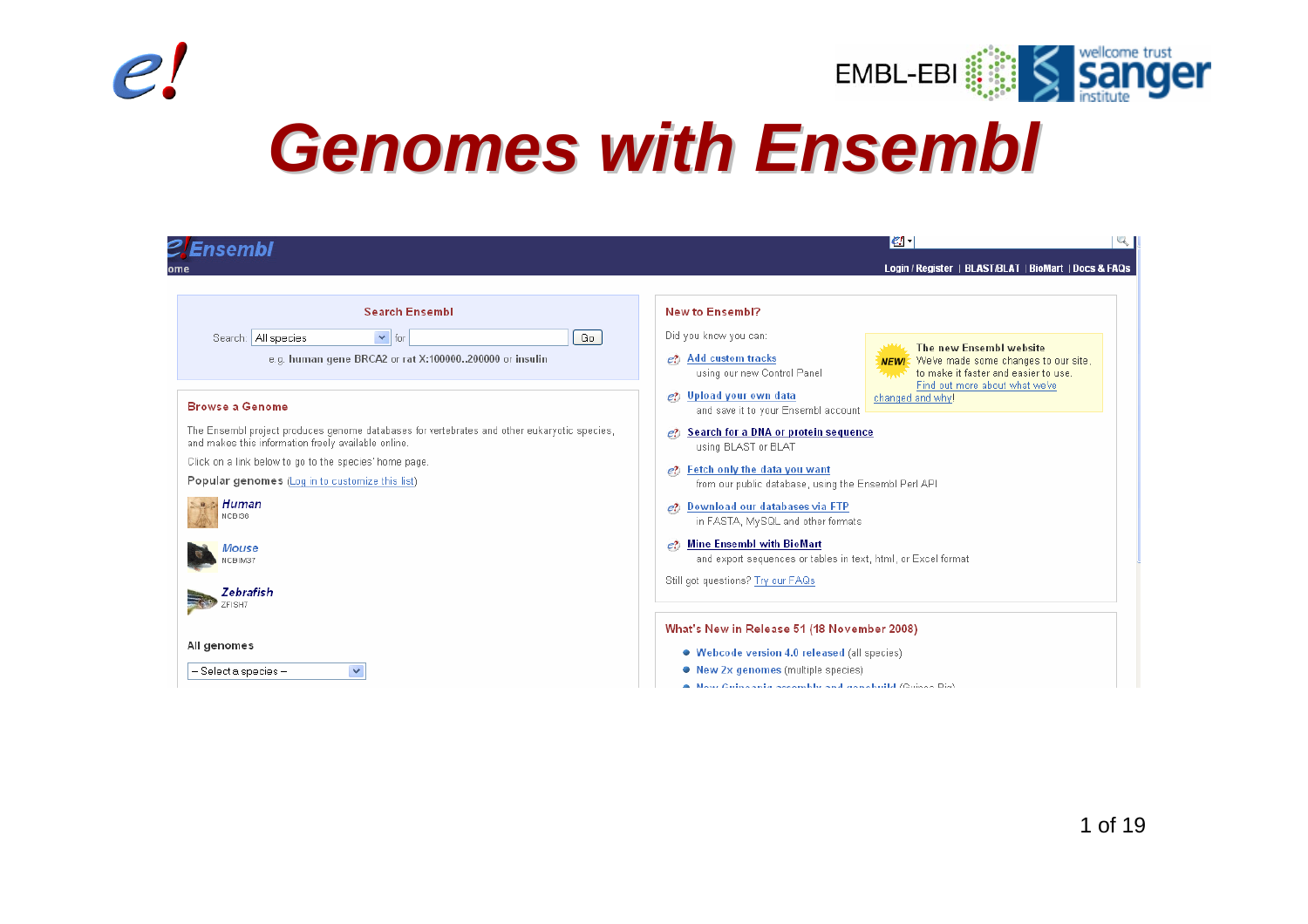# Genomes with Ensembl

**Ensembl**

ome

Login / Register | BLAST/BLAT | BioMart | Docs & FAQs

### Search Ensembl

Search: All species for Go

e.g. **human gene BRCA2** or **rat X:100000..200000** or **insulin**

### Browse a Genome

The Ensembl project produces genome databases for vertebrates and other eukaryotic species, and makes this information freely available online.

Click on a link below to go to the species' home page.

**Popular genomes** (Log in to customize this list)

- *Human* NCBI36
- *Mouse* NCBIM37
- *Zebrafish* ZFISH7

**All genomes**

– Select a species –

### New to Ensembl?

Did you know you can:

- Add custom tracks using our new Control Panel
- Upload your own data and save it to your Ensembl account
- **Search for a DNA or protein sequence** using BLAST or BLAT
- Fetch only the data you want from our public database, using the Ensembl Perl API
- Download our databases via FTP in FASTA, MySQL and other formats
- **Mine Ensembl with BioMart** and export sequences or tables in text, html, or Excel format

Still got questions? Try our FAQs

**NEW!** The new Ensembl website
We've made some changes to our site, to make it faster and easier to use. Find out more about what we've changed and why!

### What's New in Release 51 (18 November 2008)

- **Webcode version 4.0 released** (all species)
- **New 2x genomes** (multiple species)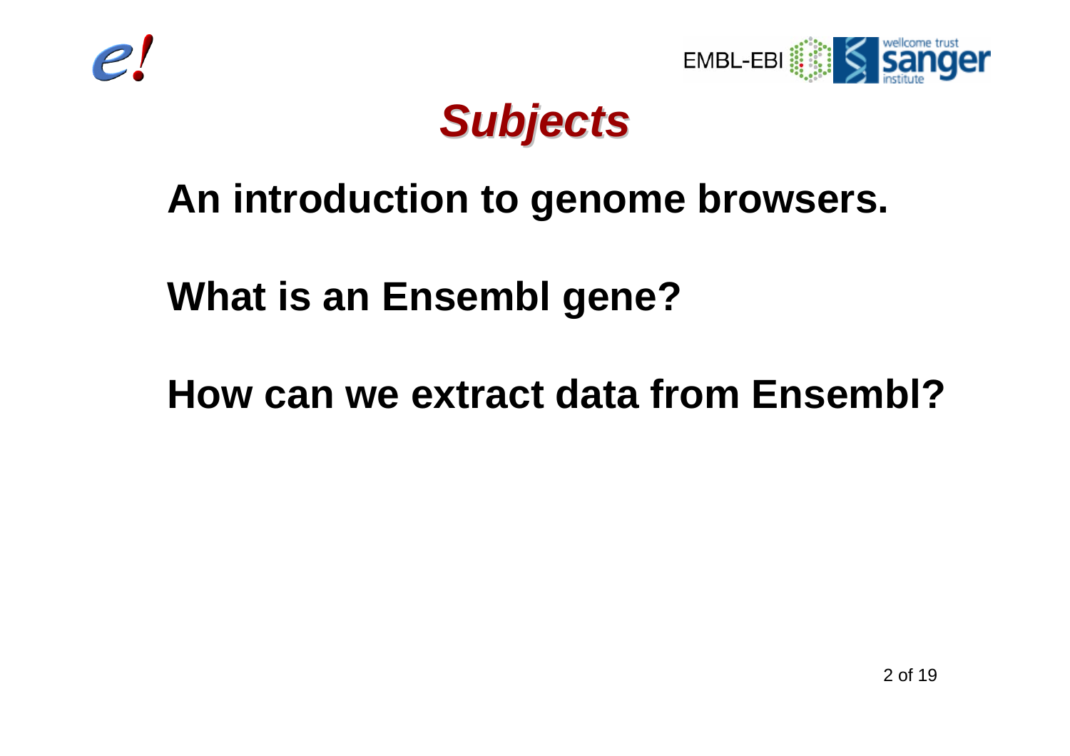# *Subjects*

**An introduction to genome browsers.**

**What is an Ensembl gene?**

**How can we extract data from Ensembl?**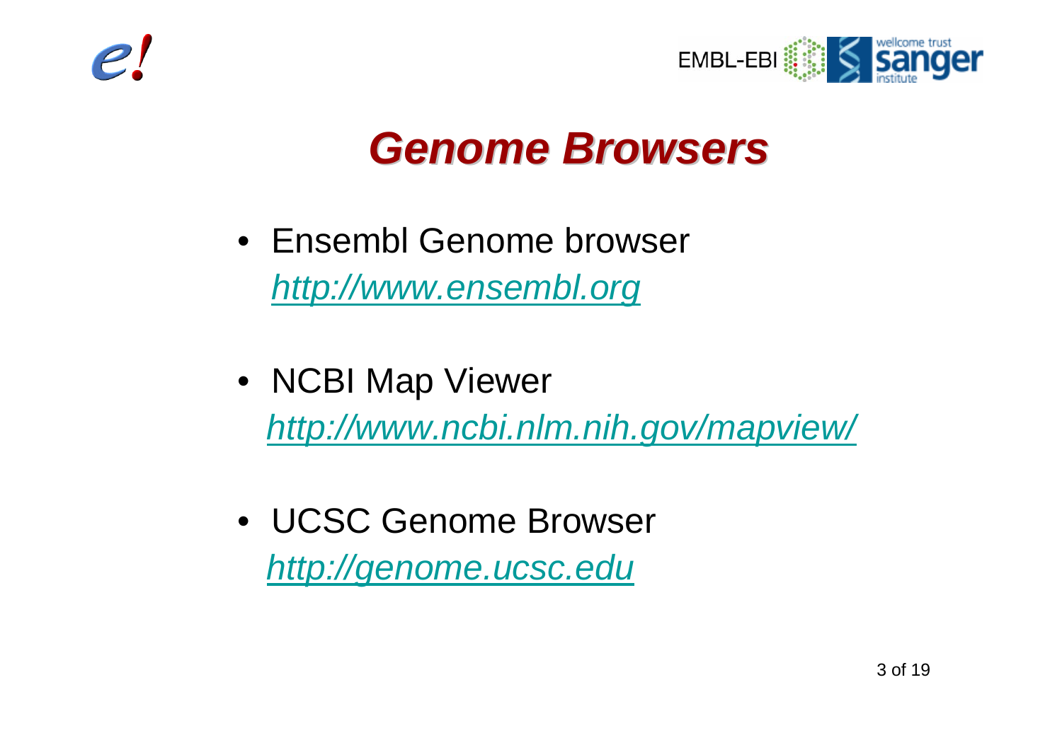# *Genome Browsers*

- Ensembl Genome browser
  *http://www.ensembl.org*

- NCBI Map Viewer
  *http://www.ncbi.nlm.nih.gov/mapview/*

- UCSC Genome Browser
  *http://genome.ucsc.edu*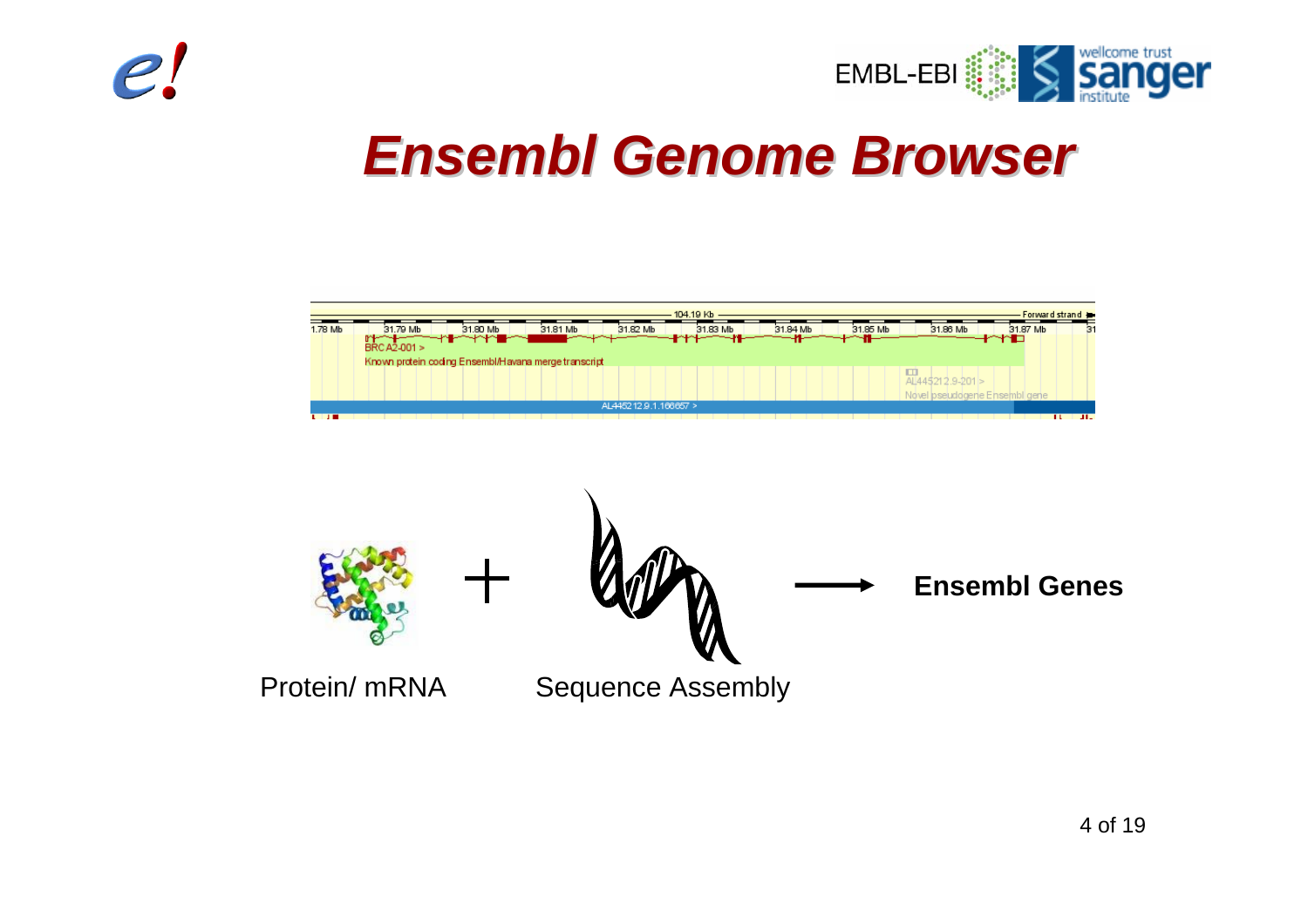# Ensembl Genome Browser

Protein/ mRNA + Sequence Assembly → **Ensembl Genes**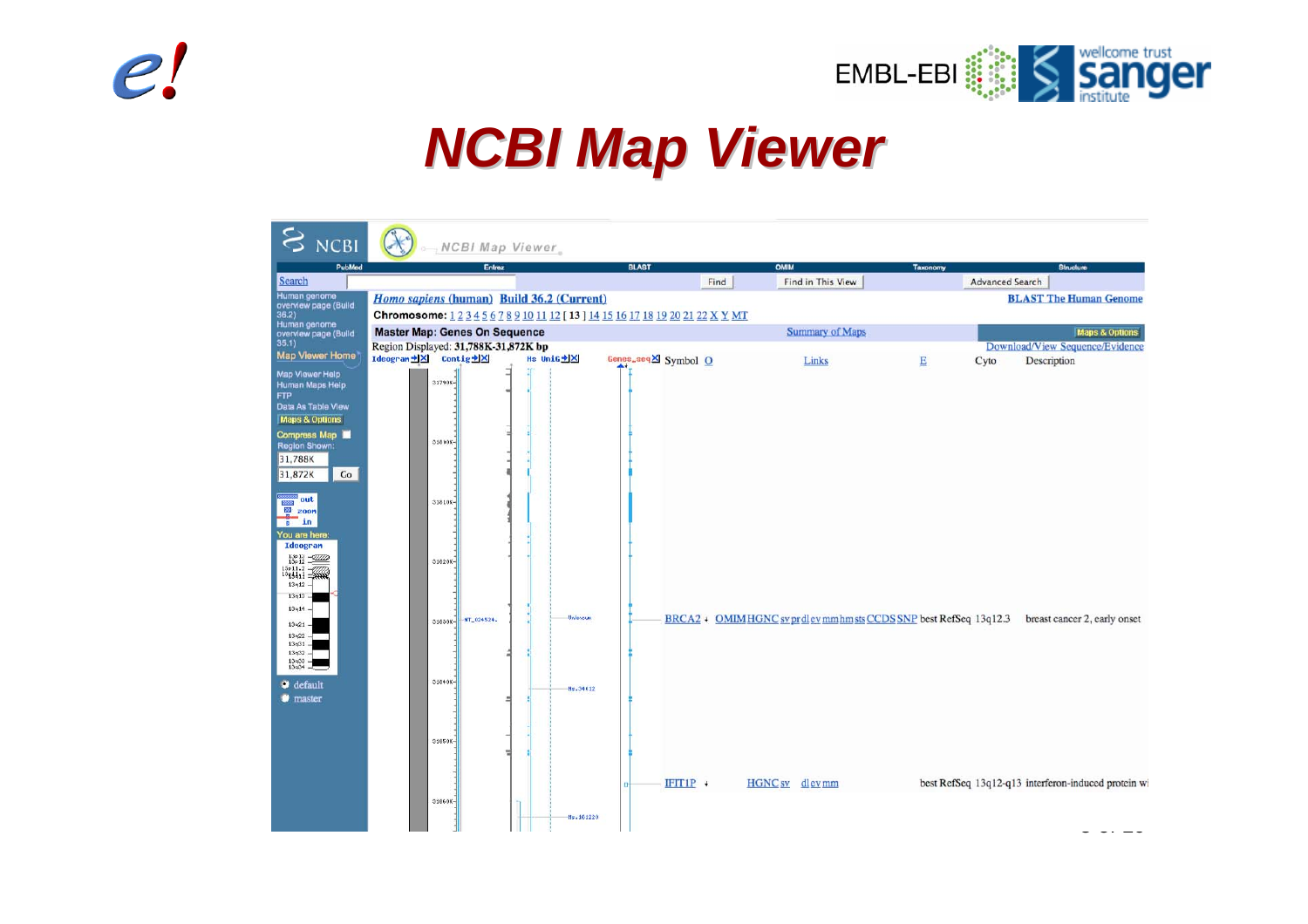# NCBI Map Viewer

NCBI | NCBI Map Viewer

PubMed | Entrez | BLAST | OMIM | Taxonomy | Structure

Search | Find | Find in This View | Advanced Search

Human genome overview page (Build 36.2)
Human genome overview page (Build 35.1)
Map Viewer Home

Map Viewer Help
Human Maps Help
FTP
Data As Table View
Maps & Options

Compress Map
Region Shown:
31,788K
31,872K
Go

out
zoom
in

You are here:
Ideogram

default
master

*Homo sapiens* (human) Build 36.2 (Current)

BLAST The Human Genome

Chromosome: 1 2 3 4 5 6 7 8 9 10 11 12 [ 13 ] 14 15 16 17 18 19 20 21 22 X Y MT

Master Map: Genes On Sequence | Summary of Maps | Maps & Options

Region Displayed: 31,788K-31,872K bp | Download/View Sequence/Evidence

| Symbol | O | Links | E | Cyto | Description |
|---|---|---|---|---|---|
| BRCA2 | | OMIM HGNC sv pr dl ev mm hm sts CCDS SNP | best RefSeq | 13q12.3 | breast cancer 2, early onset |
| IFIT1P | | HGNC sv dl ev mm | best RefSeq | 13q12-q13 | interferon-induced protein wi |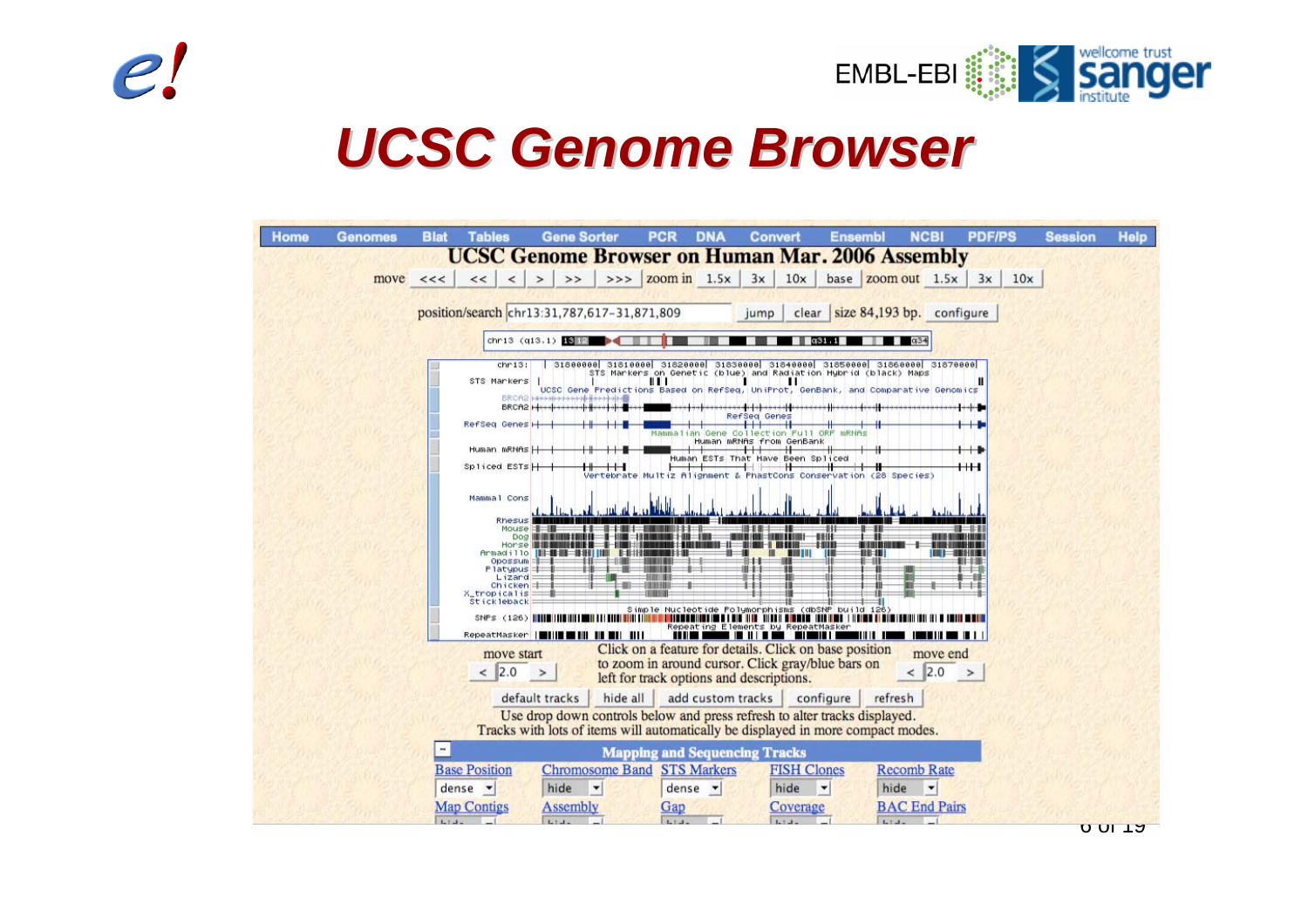# UCSC Genome Browser

Home | Genomes | Blat | Tables | Gene Sorter | PCR | DNA | Convert | Ensembl | NCBI | PDF/PS | Session | Help

## UCSC Genome Browser on Human Mar. 2006 Assembly

move <<< << < > >> >>> zoom in 1.5x 3x 10x base zoom out 1.5x 3x 10x

position/search chr13:31,787,617-31,871,809 jump clear size 84,193 bp. configure

Click on a feature for details. Click on base position to zoom in around cursor. Click gray/blue bars on left for track options and descriptions.

move start < 2.0 > move end < 2.0 >

default tracks | hide all | add custom tracks | configure | refresh

Use drop down controls below and press refresh to alter tracks displayed.
Tracks with lots of items will automatically be displayed in more compact modes.

**Mapping and Sequencing Tracks**

| Base Position | Chromosome Band | STS Markers | FISH Clones | Recomb Rate |
|---|---|---|---|---|
| dense | hide | dense | hide | hide |
| Map Contigs | Assembly | Gap | Coverage | BAC End Pairs |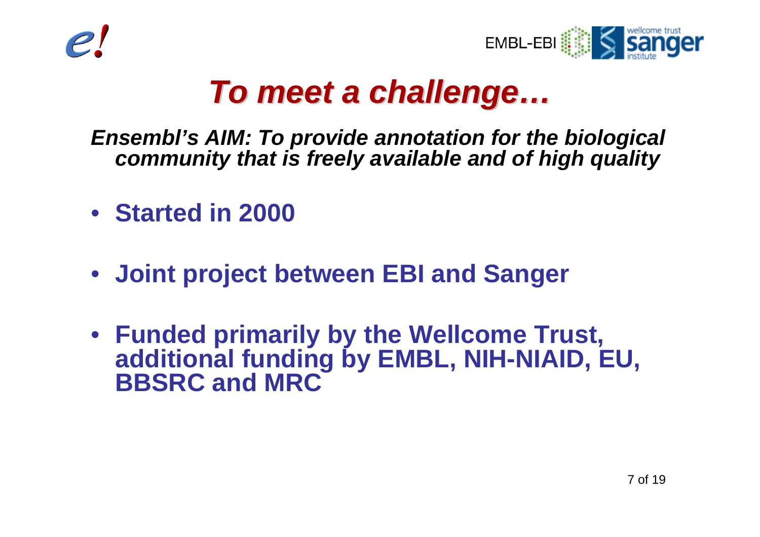# *To meet a challenge…*

***Ensembl's AIM: To provide annotation for the biological community that is freely available and of high quality***

- **Started in 2000**
- **Joint project between EBI and Sanger**
- **Funded primarily by the Wellcome Trust, additional funding by EMBL, NIH-NIAID, EU, BBSRC and MRC**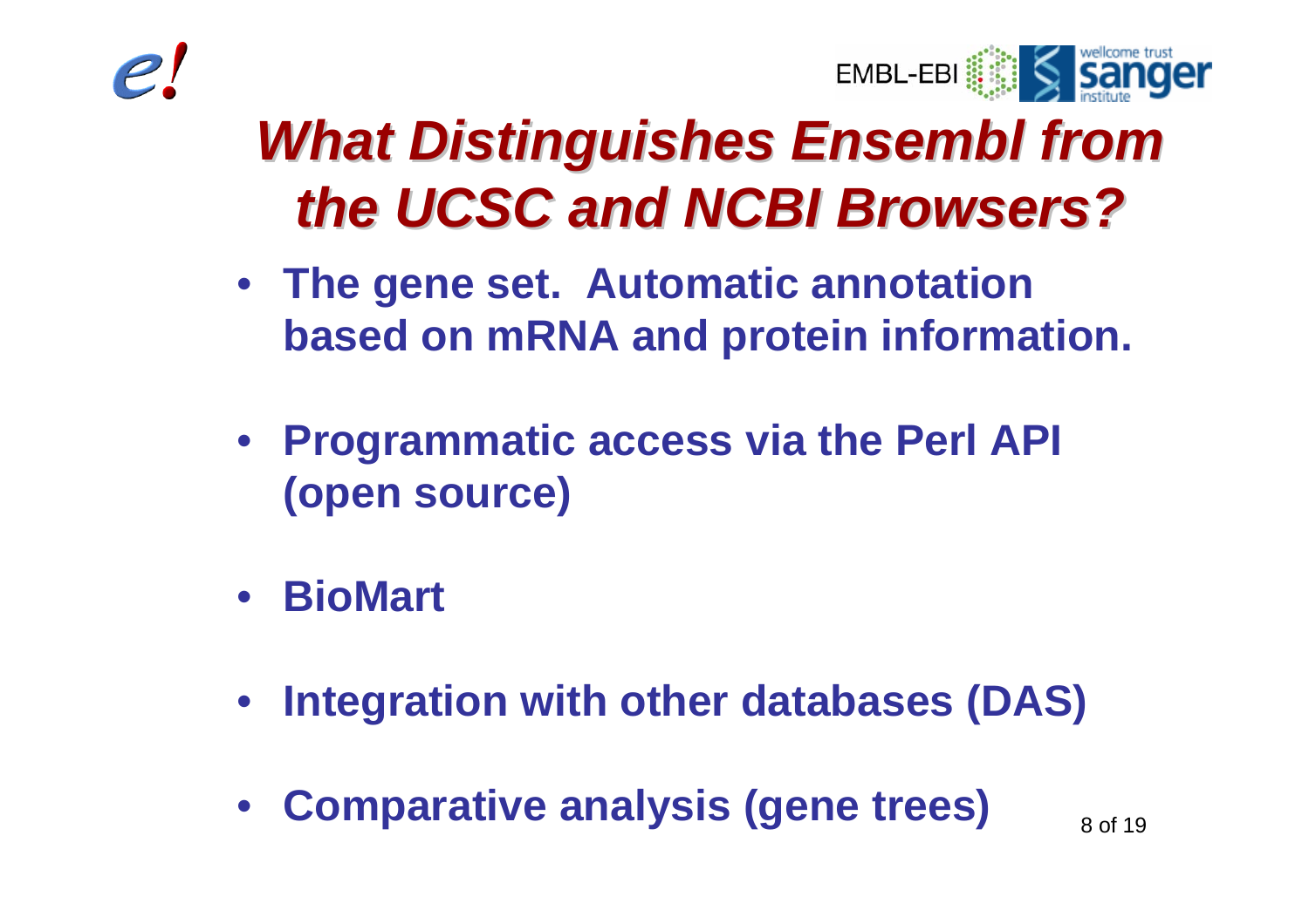# *What Distinguishes Ensembl from the UCSC and NCBI Browsers?*

- **The gene set. Automatic annotation based on mRNA and protein information.**
- **Programmatic access via the Perl API (open source)**
- **BioMart**
- **Integration with other databases (DAS)**
- **Comparative analysis (gene trees)**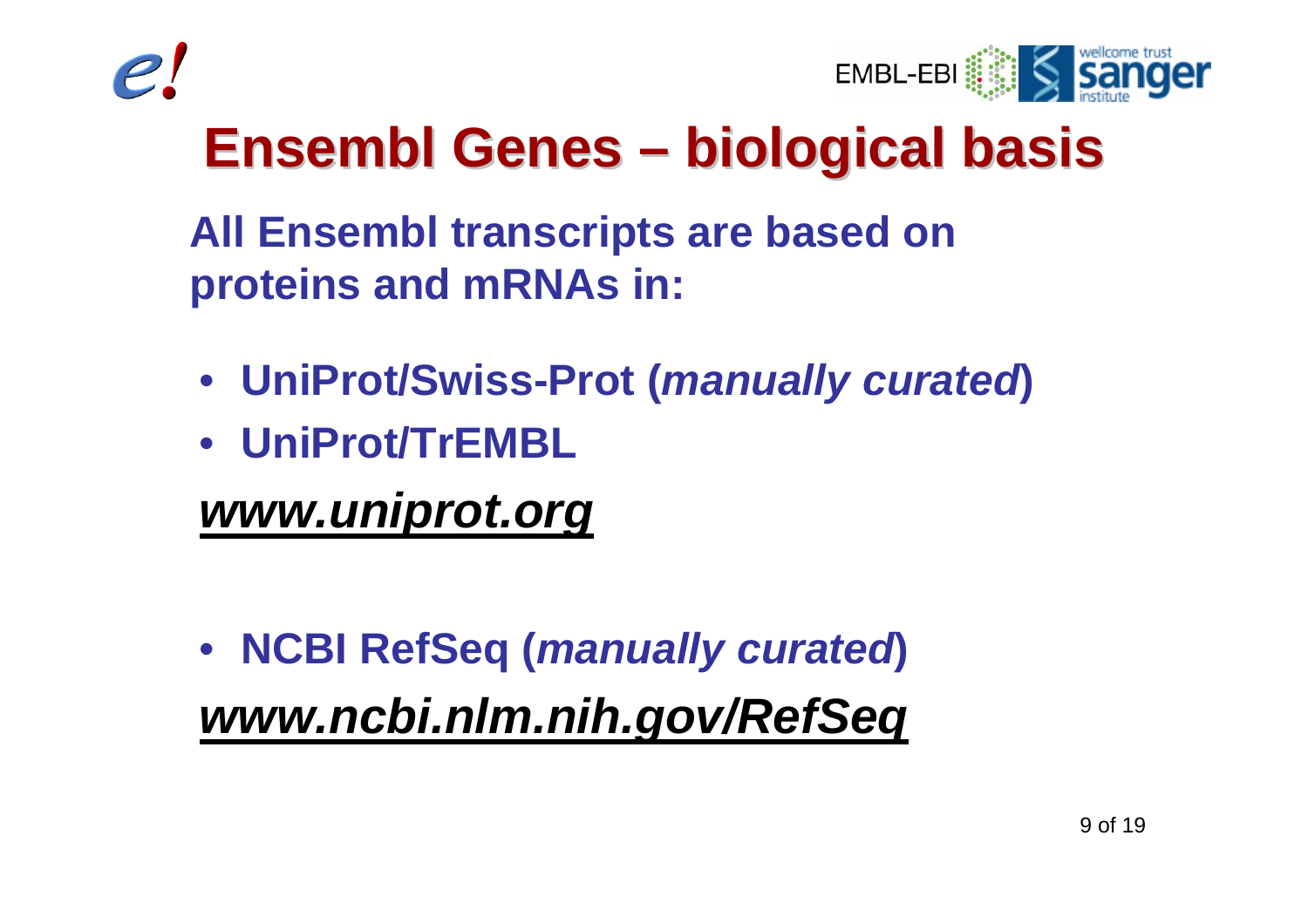# Ensembl Genes – biological basis

**All Ensembl transcripts are based on proteins and mRNAs in:**

- **UniProt/Swiss-Prot (*manually curated*)**
- **UniProt/TrEMBL**

***www.uniprot.org***

- **NCBI RefSeq (*manually curated*)**

***www.ncbi.nlm.nih.gov/RefSeq***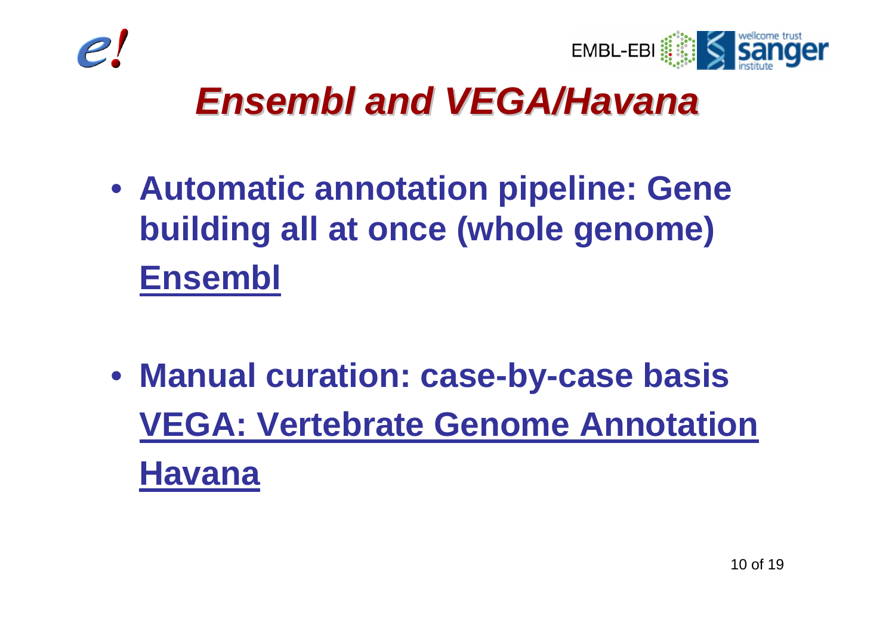# *Ensembl and VEGA/Havana*

- **Automatic annotation pipeline: Gene building all at once (whole genome)**
  **Ensembl**

- **Manual curation: case-by-case basis**
  **VEGA: Vertebrate Genome Annotation**
  **Havana**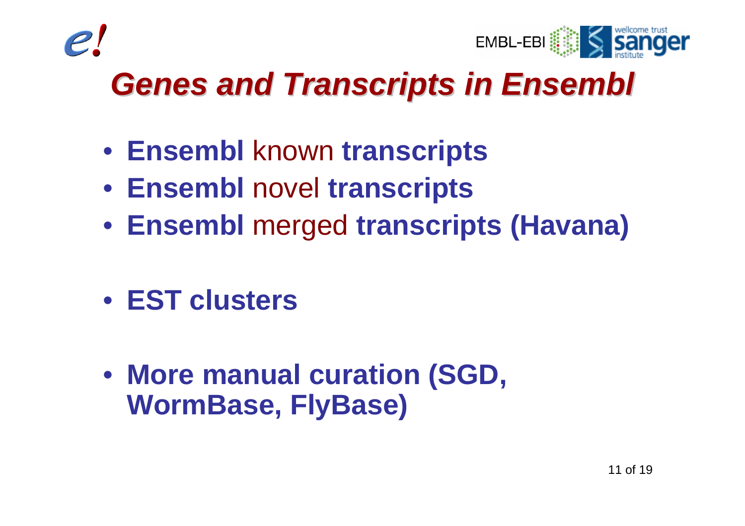# *Genes and Transcripts in Ensembl*

- **Ensembl** known **transcripts**
- **Ensembl** novel **transcripts**
- **Ensembl** merged **transcripts (Havana)**

- **EST clusters**

- **More manual curation (SGD, WormBase, FlyBase)**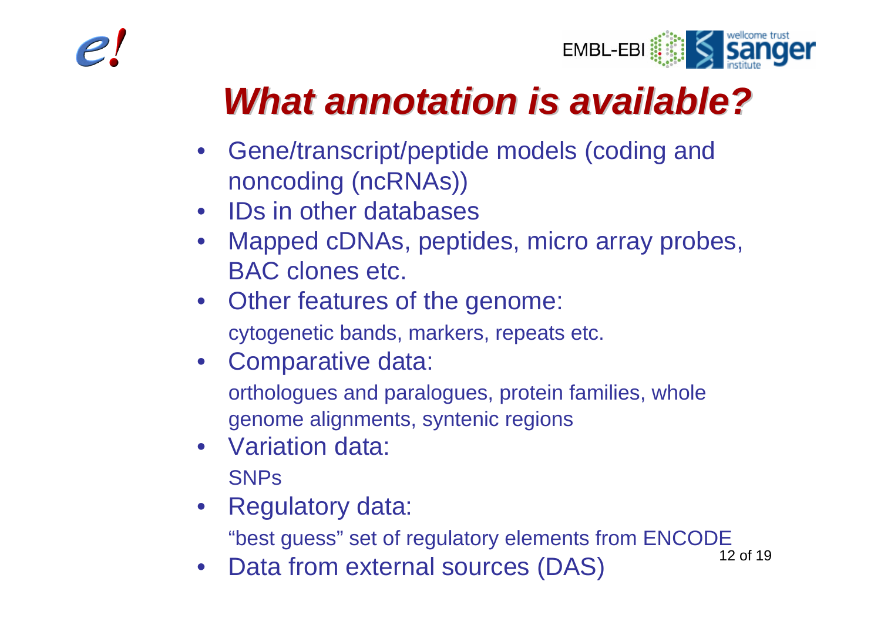# *What annotation is available?*

- Gene/transcript/peptide models (coding and noncoding (ncRNAs))
- IDs in other databases
- Mapped cDNAs, peptides, micro array probes, BAC clones etc.
- Other features of the genome:
  cytogenetic bands, markers, repeats etc.
- Comparative data:
  orthologues and paralogues, protein families, whole genome alignments, syntenic regions
- Variation data:
  SNPs
- Regulatory data:
  "best guess" set of regulatory elements from ENCODE
- Data from external sources (DAS)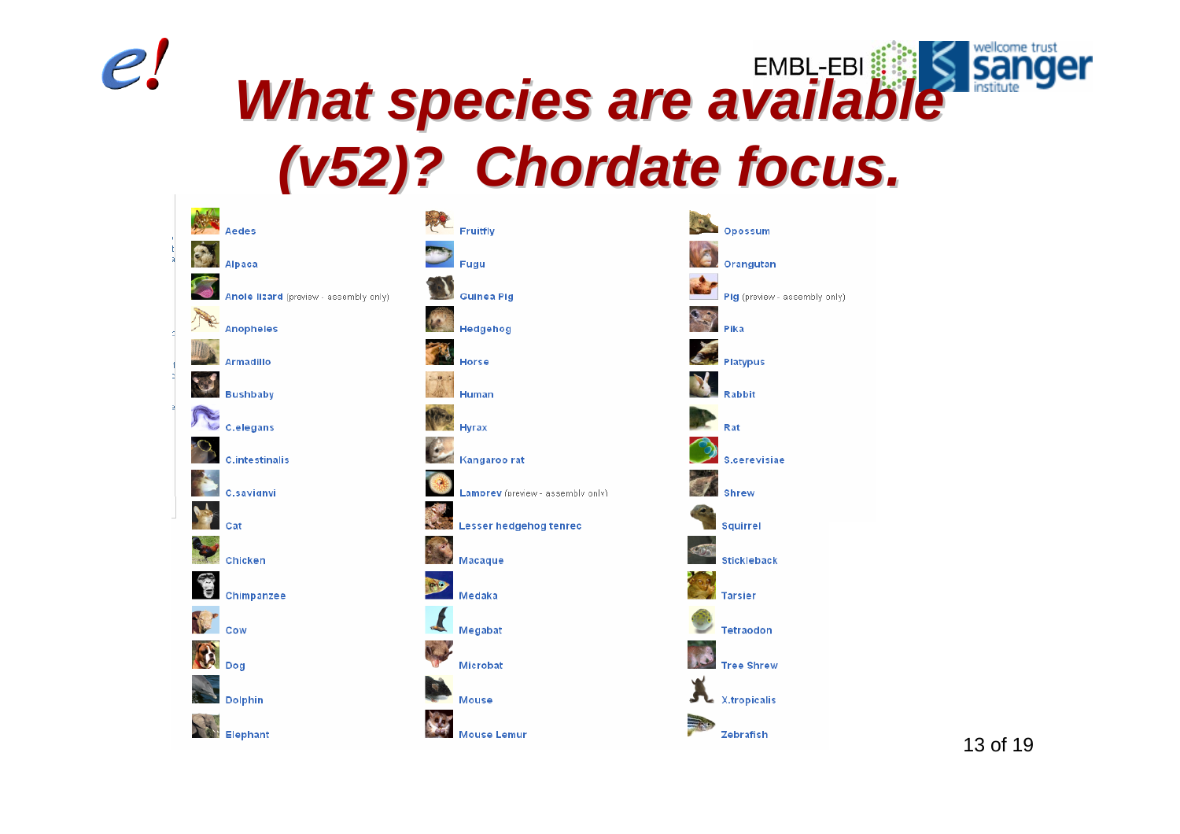# What species are available (v52)? Chordate focus.

- Aedes
- Alpaca
- Anole lizard (preview - assembly only)
- Anopheles
- Armadillo
- Bushbaby
- C.elegans
- C.intestinalis
- C.savignyi
- Cat
- Chicken
- Chimpanzee
- Cow
- Dog
- Dolphin
- Elephant
- Fruitfly
- Fugu
- Guinea Pig
- Hedgehog
- Horse
- Human
- Hyrax
- Kangaroo rat
- Lamprey (preview - assembly only)
- Lesser hedgehog tenrec
- Macaque
- Medaka
- Megabat
- Microbat
- Mouse
- Mouse Lemur
- Opossum
- Orangutan
- Pig (preview - assembly only)
- Pika
- Platypus
- Rabbit
- Rat
- S.cerevisiae
- Shrew
- Squirrel
- Stickleback
- Tarsier
- Tetraodon
- Tree Shrew
- X.tropicalis
- Zebrafish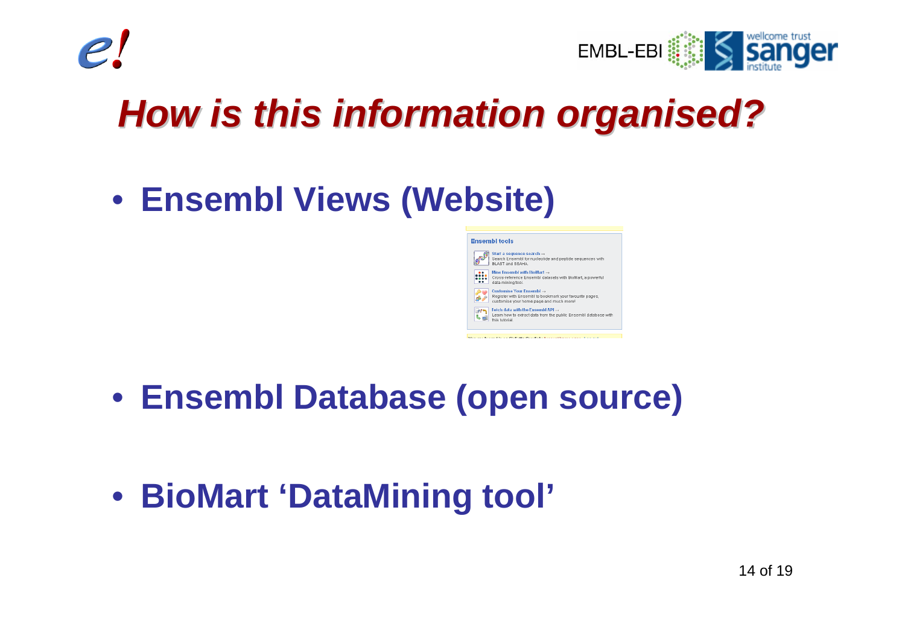# How is this information organised?

- **Ensembl Views (Website)**

- **Ensembl Database (open source)**

- **BioMart 'DataMining tool'**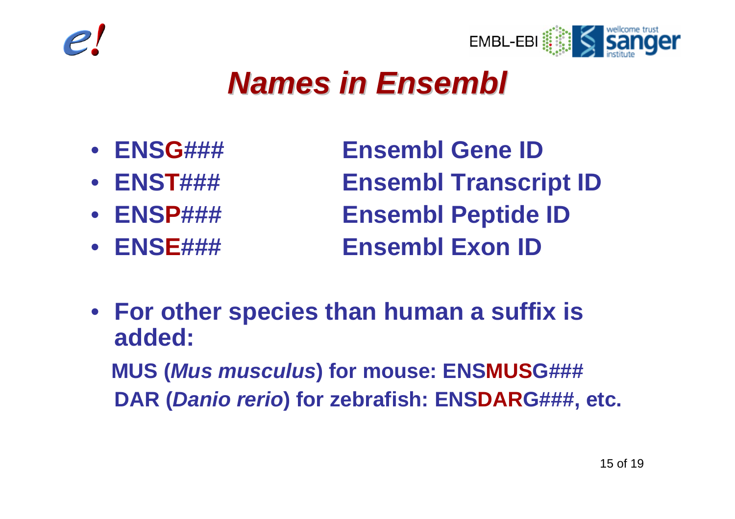# *Names in Ensembl*

- **ENSG###** **Ensembl Gene ID**
- **ENST###** **Ensembl Transcript ID**
- **ENSP###** **Ensembl Peptide ID**
- **ENSE###** **Ensembl Exon ID**

- **For other species than human a suffix is added:**

  **MUS (*Mus musculus*) for mouse: ENSMUSG###**

  **DAR (*Danio rerio*) for zebrafish: ENSDARG###, etc.**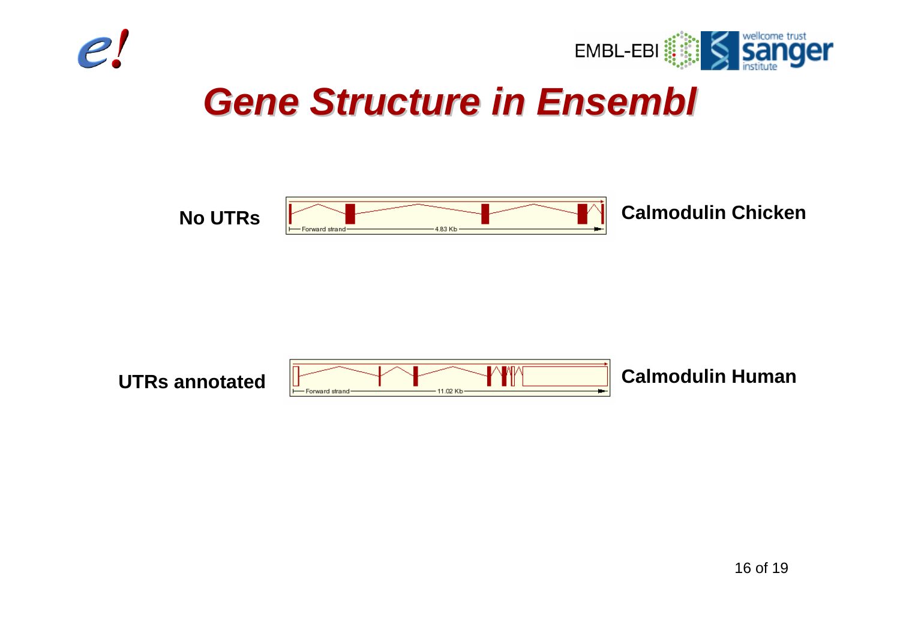# Gene Structure in Ensembl

**No UTRs** — **Calmodulin Chicken**

Forward strand — 4.83 Kb

**UTRs annotated** — **Calmodulin Human**

Forward strand — 11.02 Kb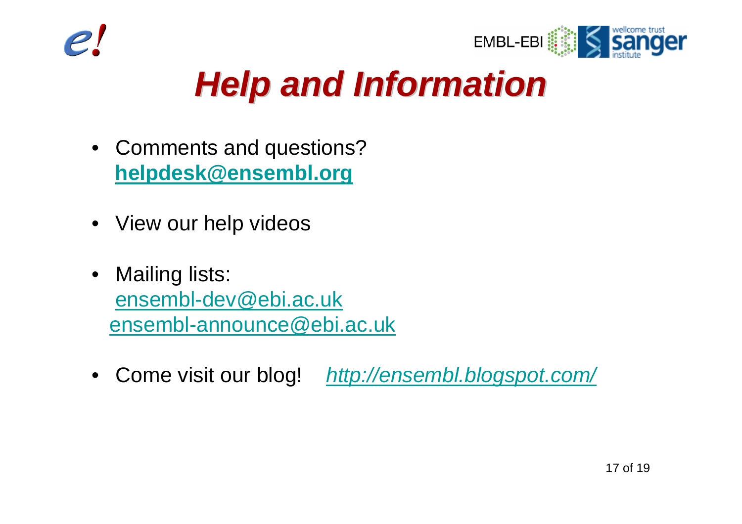# *Help and Information*

- Comments and questions?
  **helpdesk@ensembl.org**

- View our help videos

- Mailing lists:
  ensembl-dev@ebi.ac.uk
  ensembl-announce@ebi.ac.uk

- Come visit our blog! *http://ensembl.blogspot.com/*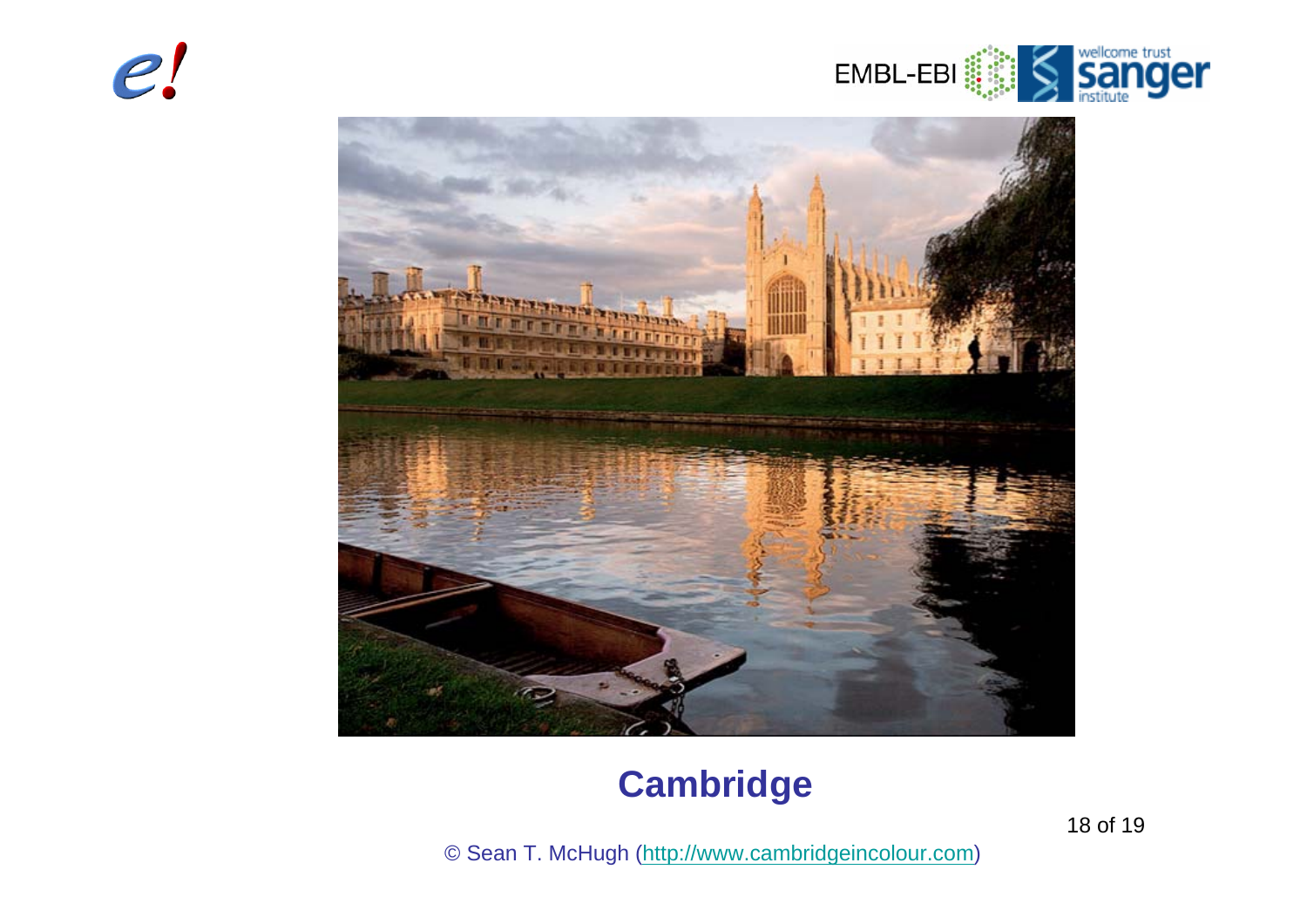# Cambridge

© Sean T. McHugh (http://www.cambridgeincolour.com)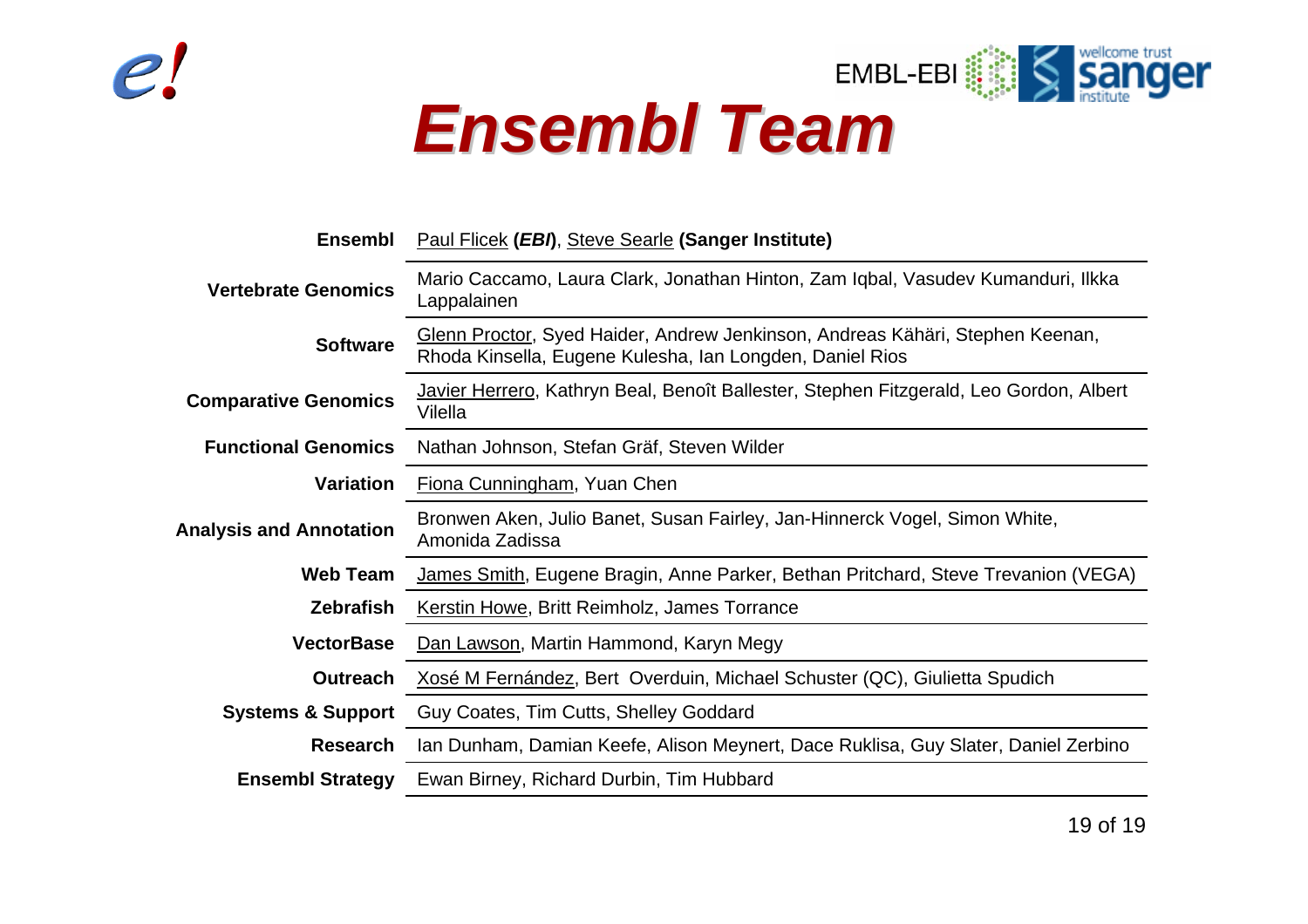# Ensembl Team

| | |
|---|---|
| **Ensembl** | Paul Flicek **(*EBI*)**, Steve Searle **(Sanger Institute)** |
| **Vertebrate Genomics** | Mario Caccamo, Laura Clark, Jonathan Hinton, Zam Iqbal, Vasudev Kumanduri, Ilkka Lappalainen |
| **Software** | Glenn Proctor, Syed Haider, Andrew Jenkinson, Andreas Kähäri, Stephen Keenan, Rhoda Kinsella, Eugene Kulesha, Ian Longden, Daniel Rios |
| **Comparative Genomics** | Javier Herrero, Kathryn Beal, Benoît Ballester, Stephen Fitzgerald, Leo Gordon, Albert Vilella |
| **Functional Genomics** | Nathan Johnson, Stefan Gräf, Steven Wilder |
| **Variation** | Fiona Cunningham, Yuan Chen |
| **Analysis and Annotation** | Bronwen Aken, Julio Banet, Susan Fairley, Jan-Hinnerck Vogel, Simon White, Amonida Zadissa |
| **Web Team** | James Smith, Eugene Bragin, Anne Parker, Bethan Pritchard, Steve Trevanion (VEGA) |
| **Zebrafish** | Kerstin Howe, Britt Reimholz, James Torrance |
| **VectorBase** | Dan Lawson, Martin Hammond, Karyn Megy |
| **Outreach** | Xosé M Fernández, Bert Overduin, Michael Schuster (QC), Giulietta Spudich |
| **Systems & Support** | Guy Coates, Tim Cutts, Shelley Goddard |
| **Research** | Ian Dunham, Damian Keefe, Alison Meynert, Dace Ruklisa, Guy Slater, Daniel Zerbino |
| **Ensembl Strategy** | Ewan Birney, Richard Durbin, Tim Hubbard |